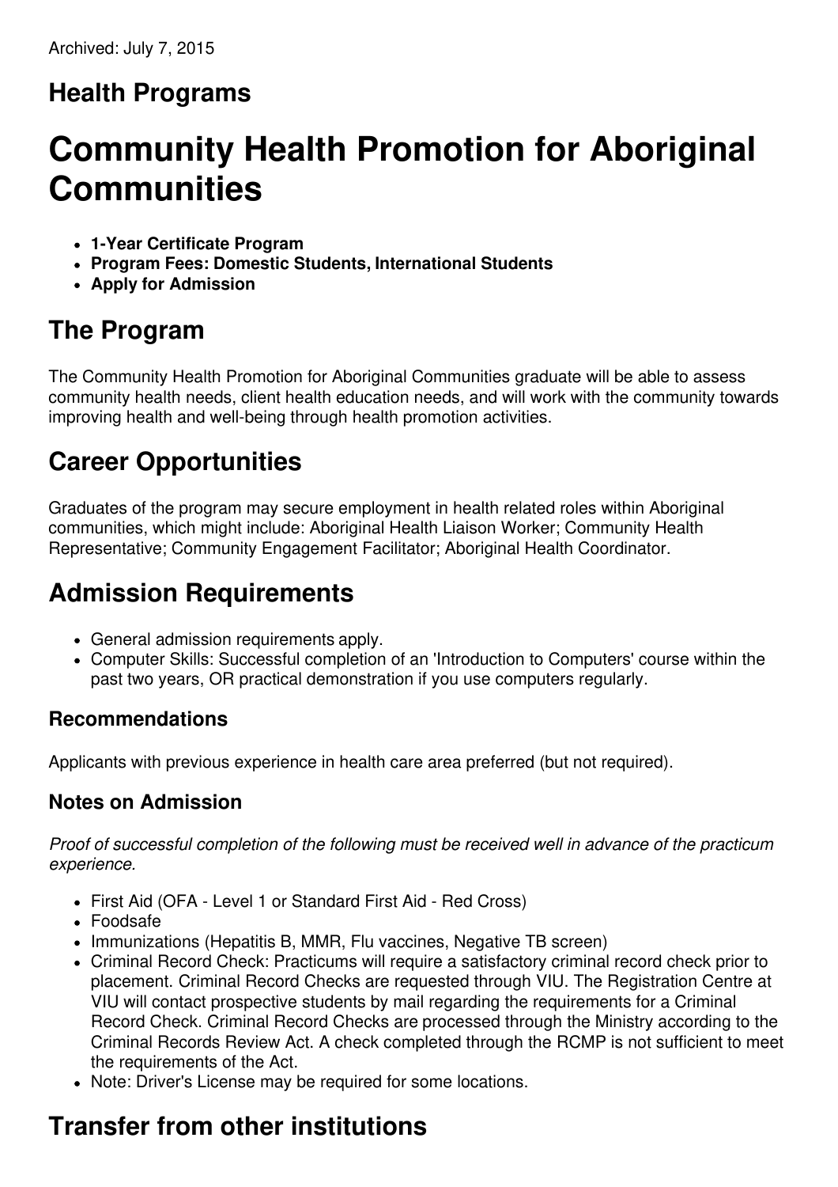Archived: July 7, 2015

## Health Programs

# Community Health Promotion for Aboriginal Communities

- **1-Year Certificate Program**
- **Program Fees: Domestic Students, International Students**
- **Apply for Admission**

## The Program

The Community Health Promotion for Aboriginal Communities graduate will be able to assess community health needs, client health education needs, and will work with the community towards improving health and well-being through health promotion activities.

## Career Opportunities

Graduates of the program may secure employment in health related roles within Aboriginal communities, which might include: Aboriginal Health Liaison Worker; Community Health Representative; Community Engagement Facilitator; Aboriginal Health Coordinator.

## Admission Requirements

- General admission requirements apply.
- Computer Skills: Successful completion of an 'Introduction to Computers' course within the past two years, OR practical demonstration if you use computers regularly.

### Recommendations

Applicants with previous experience in health care area preferred (but not required).

### Notes on Admission

*Proof of successful completion of the following must be received well in advance of the practicum experience.*

- First Aid (OFA - Level 1 or Standard First Aid - Red Cross)
- Foodsafe
- Immunizations (Hepatitis B, MMR, Flu vaccines, Negative TB screen)
- Criminal Record Check: Practicums will require a satisfactory criminal record check prior to placement. Criminal Record Checks are requested through VIU. The Registration Centre at VIU will contact prospective students by mail regarding the requirements for a Criminal Record Check. Criminal Record Checks are processed through the Ministry according to the Criminal Records Review Act. A check completed through the RCMP is not sufficient to meet the requirements of the Act.
- Note: Driver's License may be required for some locations.

## Transfer from other institutions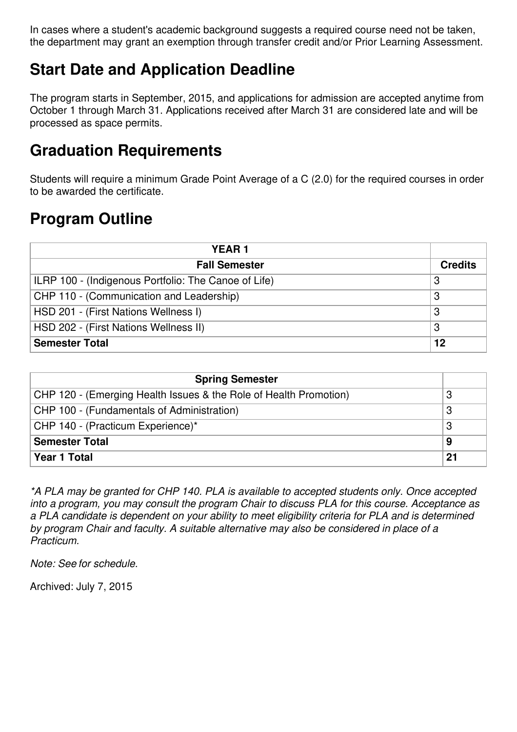In cases where a student's academic background suggests a required course need not be taken, the department may grant an exemption through transfer credit and/or Prior Learning Assessment.

## Start Date and Application Deadline

The program starts in September, 2015, and applications for admission are accepted anytime from October 1 through March 31. Applications received after March 31 are considered late and will be processed as space permits.

## Graduation Requirements

Students will require a minimum Grade Point Average of a C (2.0) for the required courses in order to be awarded the certificate.

## Program Outline

| **YEAR 1** | |
|---|---|
| **Fall Semester** | **Credits** |
| ILRP 100 - (Indigenous Portfolio: The Canoe of Life) | 3 |
| CHP 110 - (Communication and Leadership) | 3 |
| HSD 201 - (First Nations Wellness I) | 3 |
| HSD 202 - (First Nations Wellness II) | 3 |
| **Semester Total** | **12** |

| **Spring Semester** | |
|---|---|
| CHP 120 - (Emerging Health Issues & the Role of Health Promotion) | 3 |
| CHP 100 - (Fundamentals of Administration) | 3 |
| CHP 140 - (Practicum Experience)* | 3 |
| **Semester Total** | **9** |
| **Year 1 Total** | **21** |

*\*A PLA may be granted for CHP 140. PLA is available to accepted students only. Once accepted into a program, you may consult the program Chair to discuss PLA for this course. Acceptance as a PLA candidate is dependent on your ability to meet eligibility criteria for PLA and is determined by program Chair and faculty. A suitable alternative may also be considered in place of a Practicum.*

*Note: See for schedule.*

Archived: July 7, 2015